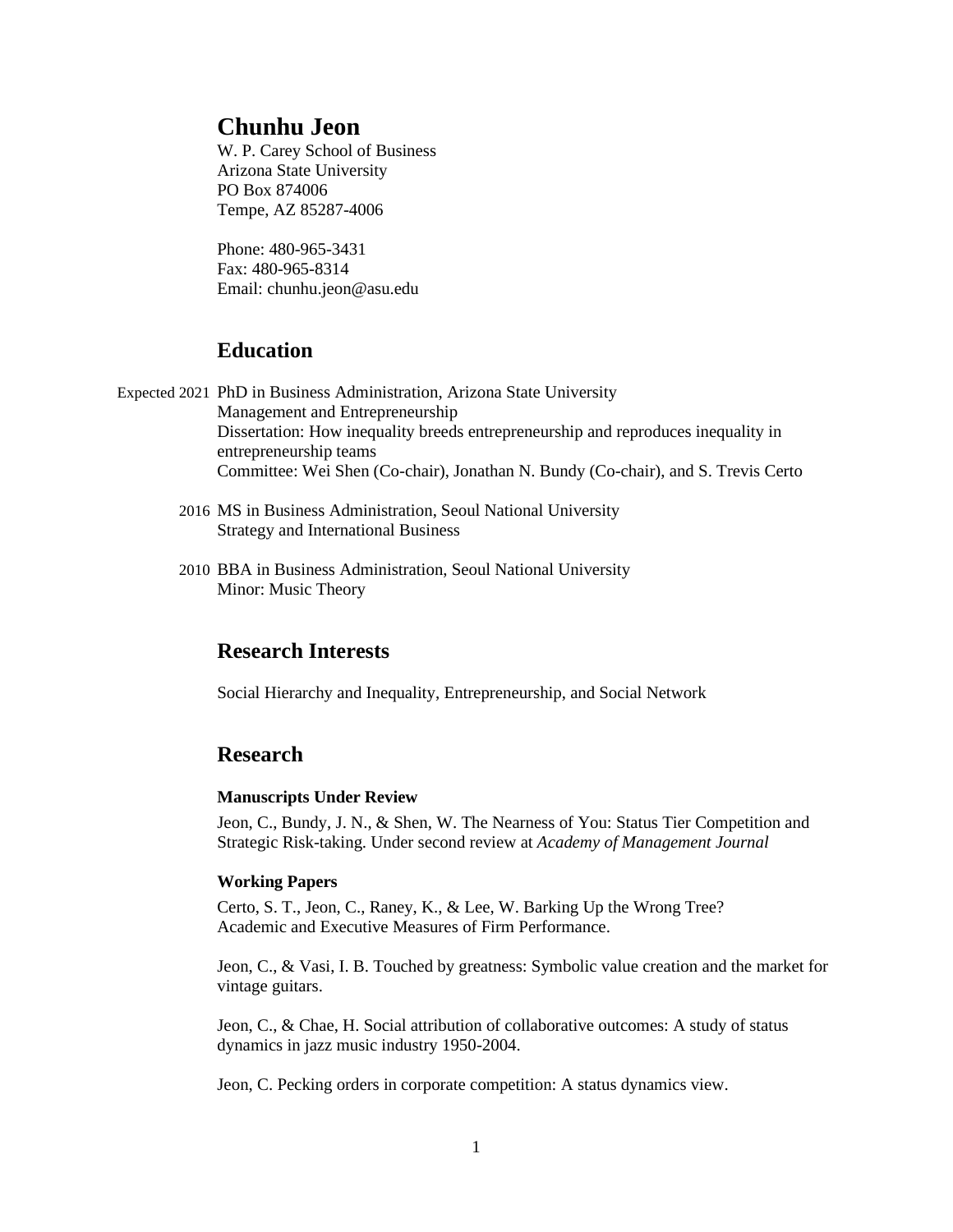# Chunhu Jeon

W. P. Carey School of Business
Arizona State University
PO Box 874006
Tempe, AZ 85287-4006

Phone: 480-965-3431
Fax: 480-965-8314
Email: chunhu.jeon@asu.edu

## Education

Expected 2021 PhD in Business Administration, Arizona State University
Management and Entrepreneurship
Dissertation: How inequality breeds entrepreneurship and reproduces inequality in entrepreneurship teams
Committee: Wei Shen (Co-chair), Jonathan N. Bundy (Co-chair), and S. Trevis Certo

2016 MS in Business Administration, Seoul National University
Strategy and International Business

2010 BBA in Business Administration, Seoul National University
Minor: Music Theory

## Research Interests

Social Hierarchy and Inequality, Entrepreneurship, and Social Network

## Research

### Manuscripts Under Review

Jeon, C., Bundy, J. N., & Shen, W. The Nearness of You: Status Tier Competition and Strategic Risk-taking. Under second review at *Academy of Management Journal*

### Working Papers

Certo, S. T., Jeon, C., Raney, K., & Lee, W. Barking Up the Wrong Tree? Academic and Executive Measures of Firm Performance.

Jeon, C., & Vasi, I. B. Touched by greatness: Symbolic value creation and the market for vintage guitars.

Jeon, C., & Chae, H. Social attribution of collaborative outcomes: A study of status dynamics in jazz music industry 1950-2004.

Jeon, C. Pecking orders in corporate competition: A status dynamics view.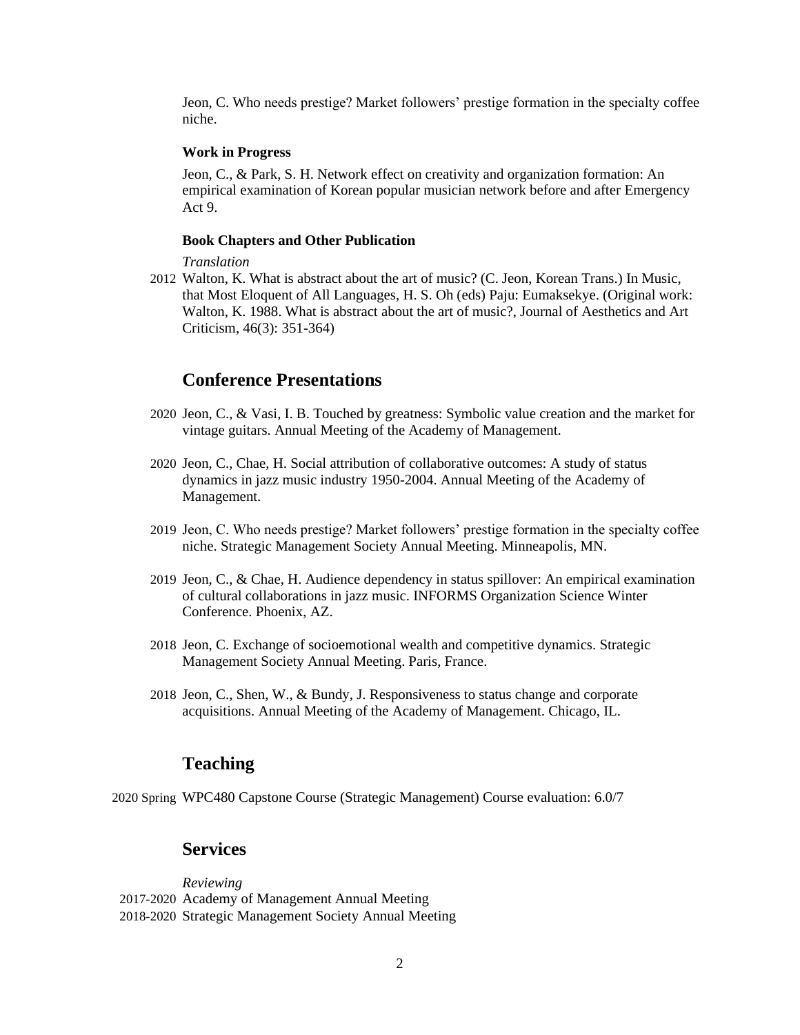Jeon, C. Who needs prestige? Market followers' prestige formation in the specialty coffee niche.

#### Work in Progress

Jeon, C., & Park, S. H. Network effect on creativity and organization formation: An empirical examination of Korean popular musician network before and after Emergency Act 9.

#### Book Chapters and Other Publication

*Translation*

2012 Walton, K. What is abstract about the art of music? (C. Jeon, Korean Trans.) In Music, that Most Eloquent of All Languages, H. S. Oh (eds) Paju: Eumaksekye. (Original work: Walton, K. 1988. What is abstract about the art of music?, Journal of Aesthetics and Art Criticism, 46(3): 351-364)

## Conference Presentations

2020 Jeon, C., & Vasi, I. B. Touched by greatness: Symbolic value creation and the market for vintage guitars. Annual Meeting of the Academy of Management.

2020 Jeon, C., Chae, H. Social attribution of collaborative outcomes: A study of status dynamics in jazz music industry 1950-2004. Annual Meeting of the Academy of Management.

2019 Jeon, C. Who needs prestige? Market followers' prestige formation in the specialty coffee niche. Strategic Management Society Annual Meeting. Minneapolis, MN.

2019 Jeon, C., & Chae, H. Audience dependency in status spillover: An empirical examination of cultural collaborations in jazz music. INFORMS Organization Science Winter Conference. Phoenix, AZ.

2018 Jeon, C. Exchange of socioemotional wealth and competitive dynamics. Strategic Management Society Annual Meeting. Paris, France.

2018 Jeon, C., Shen, W., & Bundy, J. Responsiveness to status change and corporate acquisitions. Annual Meeting of the Academy of Management. Chicago, IL.

## Teaching

2020 Spring WPC480 Capstone Course (Strategic Management) Course evaluation: 6.0/7

## Services

*Reviewing*

2017-2020 Academy of Management Annual Meeting
2018-2020 Strategic Management Society Annual Meeting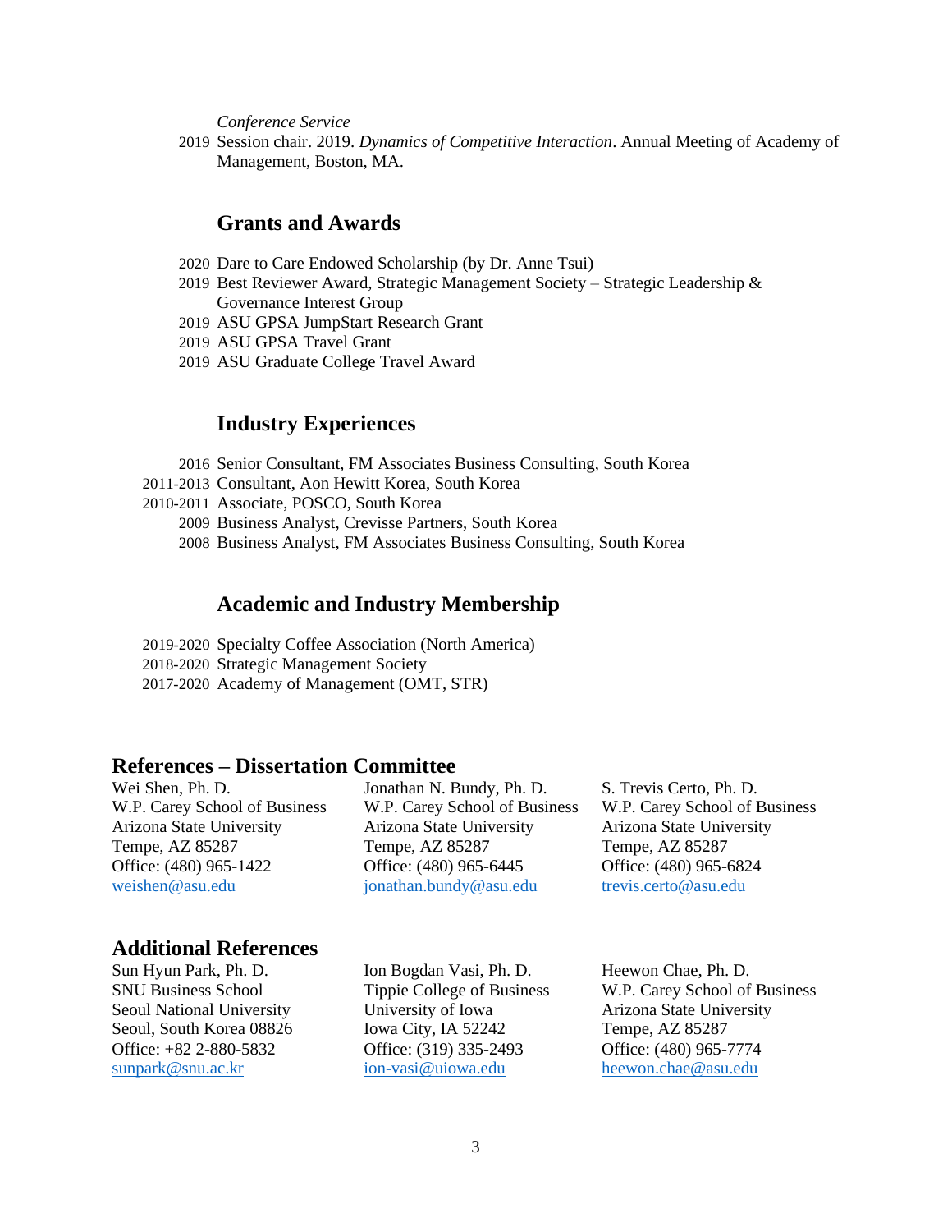*Conference Service*

2019 Session chair. 2019. *Dynamics of Competitive Interaction*. Annual Meeting of Academy of Management, Boston, MA.

## Grants and Awards

2020 Dare to Care Endowed Scholarship (by Dr. Anne Tsui)
2019 Best Reviewer Award, Strategic Management Society – Strategic Leadership & Governance Interest Group
2019 ASU GPSA JumpStart Research Grant
2019 ASU GPSA Travel Grant
2019 ASU Graduate College Travel Award

## Industry Experiences

2016 Senior Consultant, FM Associates Business Consulting, South Korea
2011-2013 Consultant, Aon Hewitt Korea, South Korea
2010-2011 Associate, POSCO, South Korea
2009 Business Analyst, Crevisse Partners, South Korea
2008 Business Analyst, FM Associates Business Consulting, South Korea

## Academic and Industry Membership

2019-2020 Specialty Coffee Association (North America)
2018-2020 Strategic Management Society
2017-2020 Academy of Management (OMT, STR)

## References – Dissertation Committee

Wei Shen, Ph. D.
W.P. Carey School of Business
Arizona State University
Tempe, AZ 85287
Office: (480) 965-1422
weishen@asu.edu

Jonathan N. Bundy, Ph. D.
W.P. Carey School of Business
Arizona State University
Tempe, AZ 85287
Office: (480) 965-6445
jonathan.bundy@asu.edu

S. Trevis Certo, Ph. D.
W.P. Carey School of Business
Arizona State University
Tempe, AZ 85287
Office: (480) 965-6824
trevis.certo@asu.edu

## Additional References

Sun Hyun Park, Ph. D.
SNU Business School
Seoul National University
Seoul, South Korea 08826
Office: +82 2-880-5832
sunpark@snu.ac.kr

Ion Bogdan Vasi, Ph. D.
Tippie College of Business
University of Iowa
Iowa City, IA 52242
Office: (319) 335-2493
ion-vasi@uiowa.edu

Heewon Chae, Ph. D.
W.P. Carey School of Business
Arizona State University
Tempe, AZ 85287
Office: (480) 965-7774
heewon.chae@asu.edu